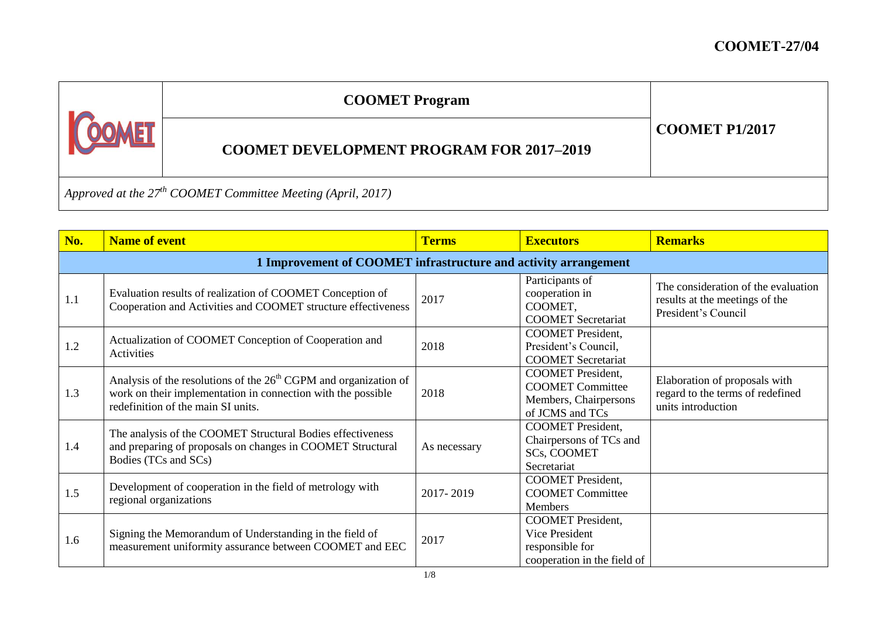COOMET-27/04

| COOMET | COOMET Program | COOMET P1/2017 |
|---|---|---|
| | **COOMET DEVELOPMENT PROGRAM FOR 2017–2019** | |

*Approved at the 27th COOMET Committee Meeting (April, 2017)*

| No. | Name of event | Terms | Executors | Remarks |
|---|---|---|---|---|
| **1 Improvement of COOMET infrastructure and activity arrangement** | | | | |
| 1.1 | Evaluation results of realization of COOMET Conception of Cooperation and Activities and COOMET structure effectiveness | 2017 | Participants of cooperation in COOMET, COOMET Secretariat | The consideration of the evaluation results at the meetings of the President's Council |
| 1.2 | Actualization of COOMET Conception of Cooperation and Activities | 2018 | COOMET President, President's Council, COOMET Secretariat | |
| 1.3 | Analysis of the resolutions of the 26th CGPM and organization of work on their implementation in connection with the possible redefinition of the main SI units. | 2018 | COOMET President, COOMET Committee Members, Chairpersons of JCMS and TCs | Elaboration of proposals with regard to the terms of redefined units introduction |
| 1.4 | The analysis of the COOMET Structural Bodies effectiveness and preparing of proposals on changes in COOMET Structural Bodies (TCs and SCs) | As necessary | COOMET President, Chairpersons of TCs and SCs, COOMET Secretariat | |
| 1.5 | Development of cooperation in the field of metrology with regional organizations | 2017- 2019 | COOMET President, COOMET Committee Members | |
| 1.6 | Signing the Memorandum of Understanding in the field of measurement uniformity assurance between COOMET and EEC | 2017 | COOMET President, Vice President responsible for cooperation in the field of | |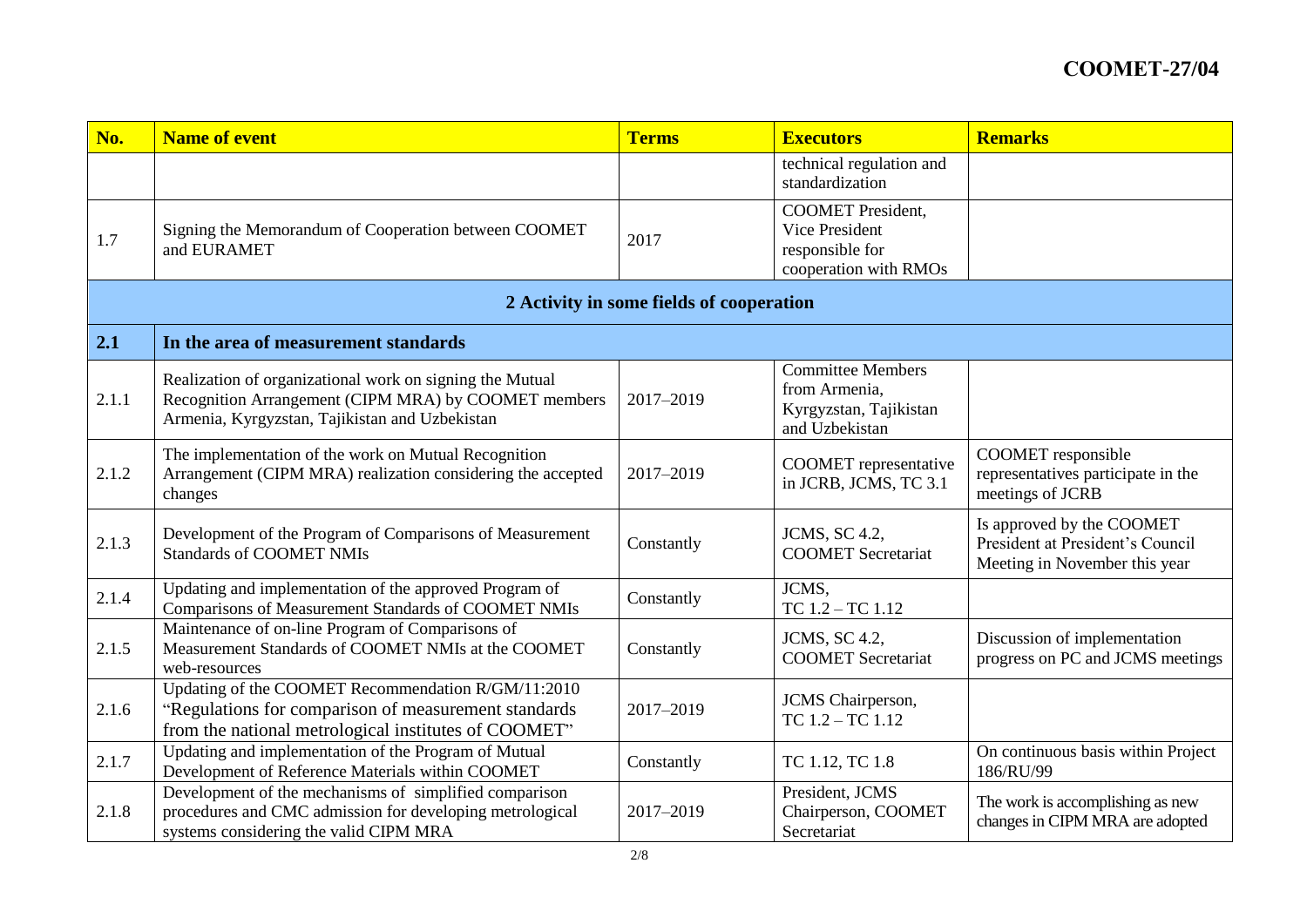| No. | Name of event | Terms | Executors | Remarks |
|---|---|---|---|---|
| | | | technical regulation and standardization | |
| 1.7 | Signing the Memorandum of Cooperation between COOMET and EURAMET | 2017 | COOMET President, Vice President responsible for cooperation with RMOs | |
| **2 Activity in some fields of cooperation** | | | | |
| **2.1** | **In the area of measurement standards** | | | |
| 2.1.1 | Realization of organizational work on signing the Mutual Recognition Arrangement (CIPM MRA) by COOMET members Armenia, Kyrgyzstan, Tajikistan and Uzbekistan | 2017–2019 | Committee Members from Armenia, Kyrgyzstan, Tajikistan and Uzbekistan | |
| 2.1.2 | The implementation of the work on Mutual Recognition Arrangement (CIPM MRA) realization considering the accepted changes | 2017–2019 | COOMET representative in JCRB, JCMS, TC 3.1 | COOMET responsible representatives participate in the meetings of JCRB |
| 2.1.3 | Development of the Program of Comparisons of Measurement Standards of COOMET NMIs | Constantly | JCMS, SC 4.2, COOMET Secretariat | Is approved by the COOMET President at President's Council Meeting in November this year |
| 2.1.4 | Updating and implementation of the approved Program of Comparisons of Measurement Standards of COOMET NMIs | Constantly | JCMS, TC 1.2 – TC 1.12 | |
| 2.1.5 | Maintenance of on-line Program of Comparisons of Measurement Standards of COOMET NMIs at the COOMET web-resources | Constantly | JCMS, SC 4.2, COOMET Secretariat | Discussion of implementation progress on PC and JCMS meetings |
| 2.1.6 | Updating of the COOMET Recommendation R/GM/11:2010 "Regulations for comparison of measurement standards from the national metrological institutes of COOMET" | 2017–2019 | JCMS Chairperson, TC 1.2 – TC 1.12 | |
| 2.1.7 | Updating and implementation of the Program of Mutual Development of Reference Materials within COOMET | Constantly | TC 1.12, TC 1.8 | On continuous basis within Project 186/RU/99 |
| 2.1.8 | Development of the mechanisms of simplified comparison procedures and CMC admission for developing metrological systems considering the valid CIPM MRA | 2017–2019 | President, JCMS Chairperson, COOMET Secretariat | The work is accomplishing as new changes in CIPM MRA are adopted |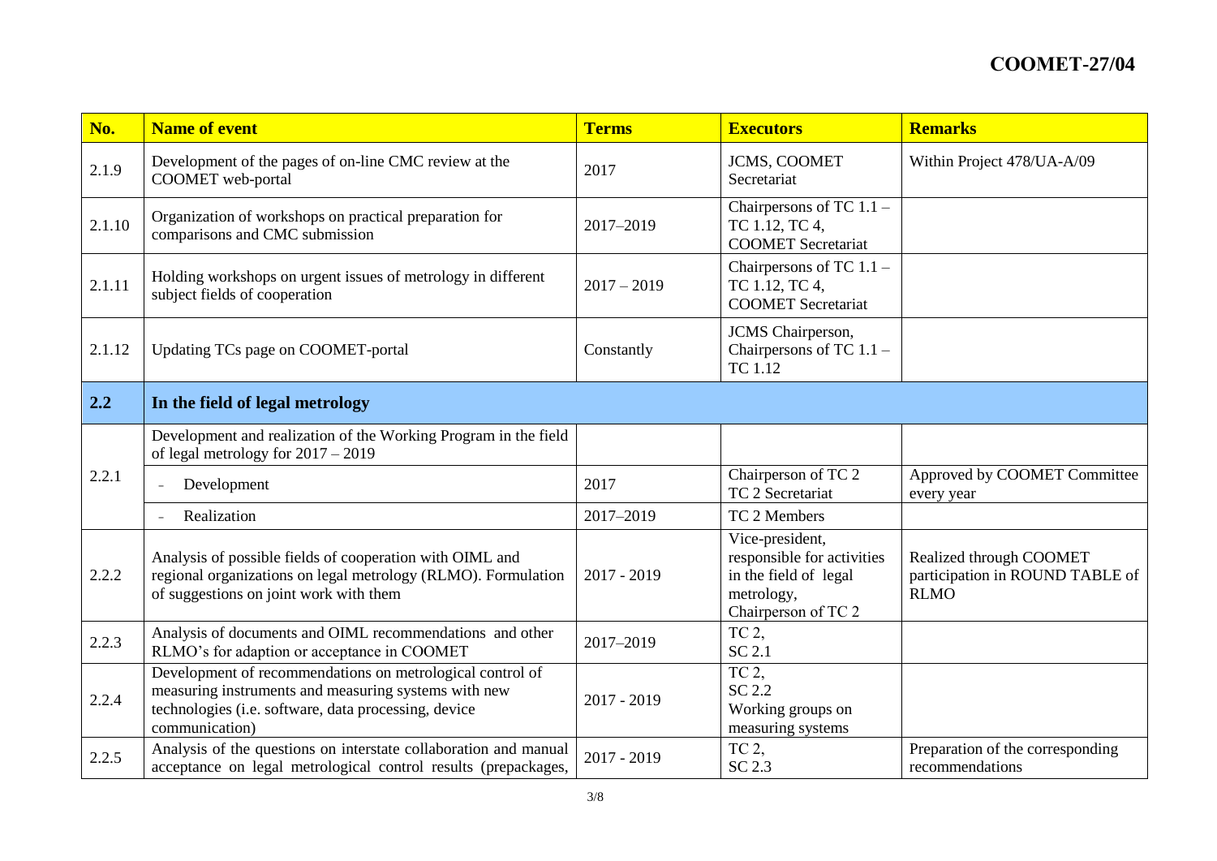| No. | Name of event | Terms | Executors | Remarks |
|---|---|---|---|---|
| 2.1.9 | Development of the pages of on-line CMC review at the COOMET web-portal | 2017 | JCMS, COOMET Secretariat | Within Project 478/UA-A/09 |
| 2.1.10 | Organization of workshops on practical preparation for comparisons and CMC submission | 2017–2019 | Chairpersons of TC 1.1 – TC 1.12, TC 4, COOMET Secretariat | |
| 2.1.11 | Holding workshops on urgent issues of metrology in different subject fields of cooperation | 2017 – 2019 | Chairpersons of TC 1.1 – TC 1.12, TC 4, COOMET Secretariat | |
| 2.1.12 | Updating TCs page on COOMET-portal | Constantly | JCMS Chairperson, Chairpersons of TC 1.1 – TC 1.12 | |
| **2.2** | **In the field of legal metrology** | | | |
| 2.2.1 | Development and realization of the Working Program in the field of legal metrology for 2017 – 2019 | | | |
| | - Development | 2017 | Chairperson of TC 2, TC 2 Secretariat | Approved by COOMET Committee every year |
| | - Realization | 2017–2019 | TC 2 Members | |
| 2.2.2 | Analysis of possible fields of cooperation with OIML and regional organizations on legal metrology (RLMO). Formulation of suggestions on joint work with them | 2017 - 2019 | Vice-president, responsible for activities in the field of legal metrology, Chairperson of TC 2 | Realized through COOMET participation in ROUND TABLE of RLMO |
| 2.2.3 | Analysis of documents and OIML recommendations and other RLMO's for adaption or acceptance in COOMET | 2017–2019 | TC 2, SC 2.1 | |
| 2.2.4 | Development of recommendations on metrological control of measuring instruments and measuring systems with new technologies (i.e. software, data processing, device communication) | 2017 - 2019 | TC 2, SC 2.2, Working groups on measuring systems | |
| 2.2.5 | Analysis of the questions on interstate collaboration and manual acceptance on legal metrological control results (prepackages, | 2017 - 2019 | TC 2, SC 2.3 | Preparation of the corresponding recommendations |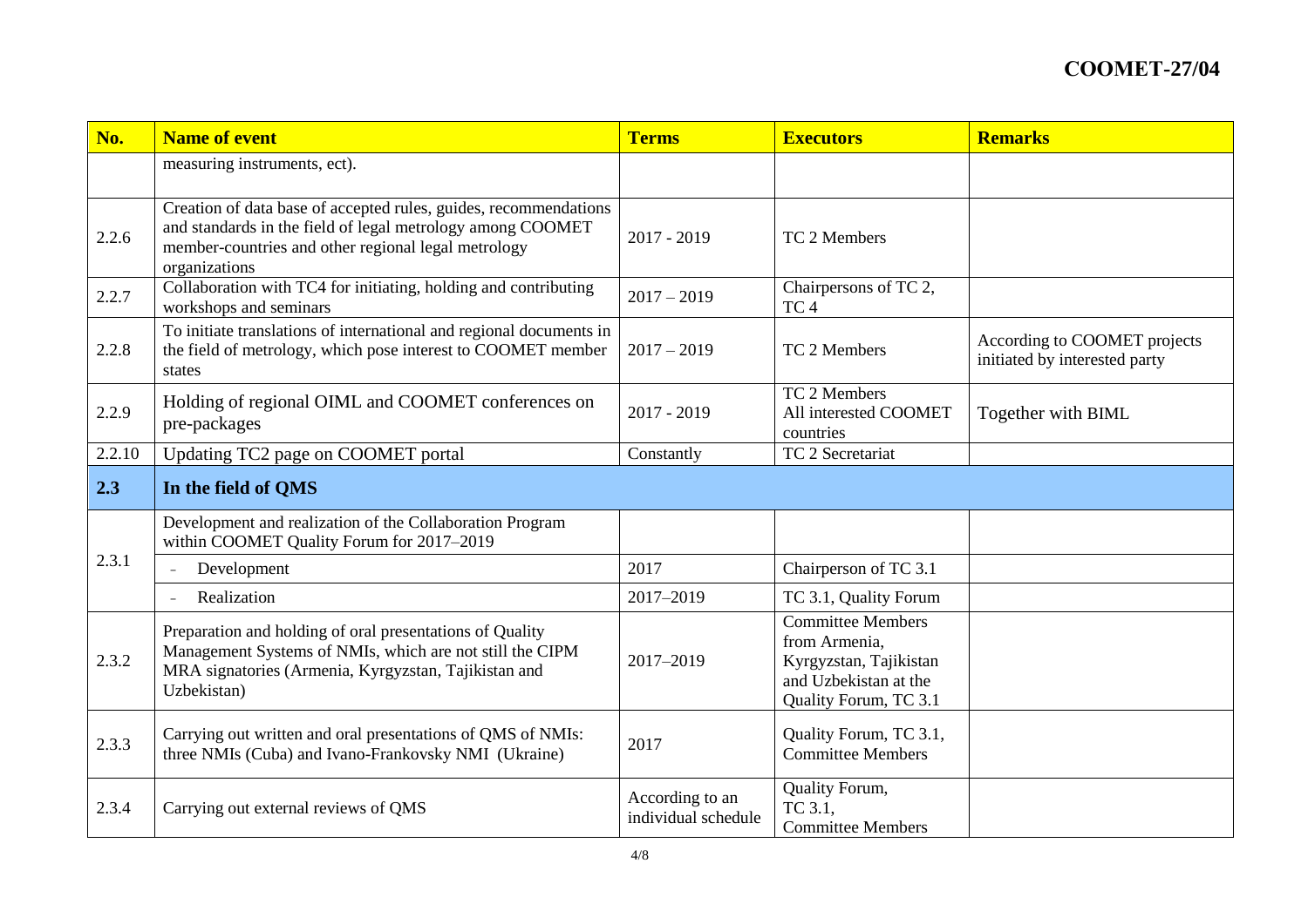| No. | Name of event | Terms | Executors | Remarks |
|---|---|---|---|---|
| | measuring instruments, ect). | | | |
| 2.2.6 | Creation of data base of accepted rules, guides, recommendations and standards in the field of legal metrology among COOMET member-countries and other regional legal metrology organizations | 2017 - 2019 | TC 2 Members | |
| 2.2.7 | Collaboration with TC4 for initiating, holding and contributing workshops and seminars | 2017 – 2019 | Chairpersons of TC 2, TC 4 | |
| 2.2.8 | To initiate translations of international and regional documents in the field of metrology, which pose interest to COOMET member states | 2017 – 2019 | TC 2 Members | According to COOMET projects initiated by interested party |
| 2.2.9 | Holding of regional OIML and COOMET conferences on pre-packages | 2017 - 2019 | TC 2 Members All interested COOMET countries | Together with BIML |
| 2.2.10 | Updating TC2 page on COOMET portal | Constantly | TC 2 Secretariat | |
| **2.3** | **In the field of QMS** | | | |
| 2.3.1 | Development and realization of the Collaboration Program within COOMET Quality Forum for 2017–2019 | | | |
| | - Development | 2017 | Chairperson of TC 3.1 | |
| | - Realization | 2017–2019 | TC 3.1, Quality Forum | |
| 2.3.2 | Preparation and holding of oral presentations of Quality Management Systems of NMIs, which are not still the CIPM MRA signatories (Armenia, Kyrgyzstan, Tajikistan and Uzbekistan) | 2017–2019 | Committee Members from Armenia, Kyrgyzstan, Tajikistan and Uzbekistan at the Quality Forum, TC 3.1 | |
| 2.3.3 | Carrying out written and oral presentations of QMS of NMIs: three NMIs (Cuba) and Ivano-Frankovsky NMI (Ukraine) | 2017 | Quality Forum, TC 3.1, Committee Members | |
| 2.3.4 | Carrying out external reviews of QMS | According to an individual schedule | Quality Forum, TC 3.1, Committee Members | |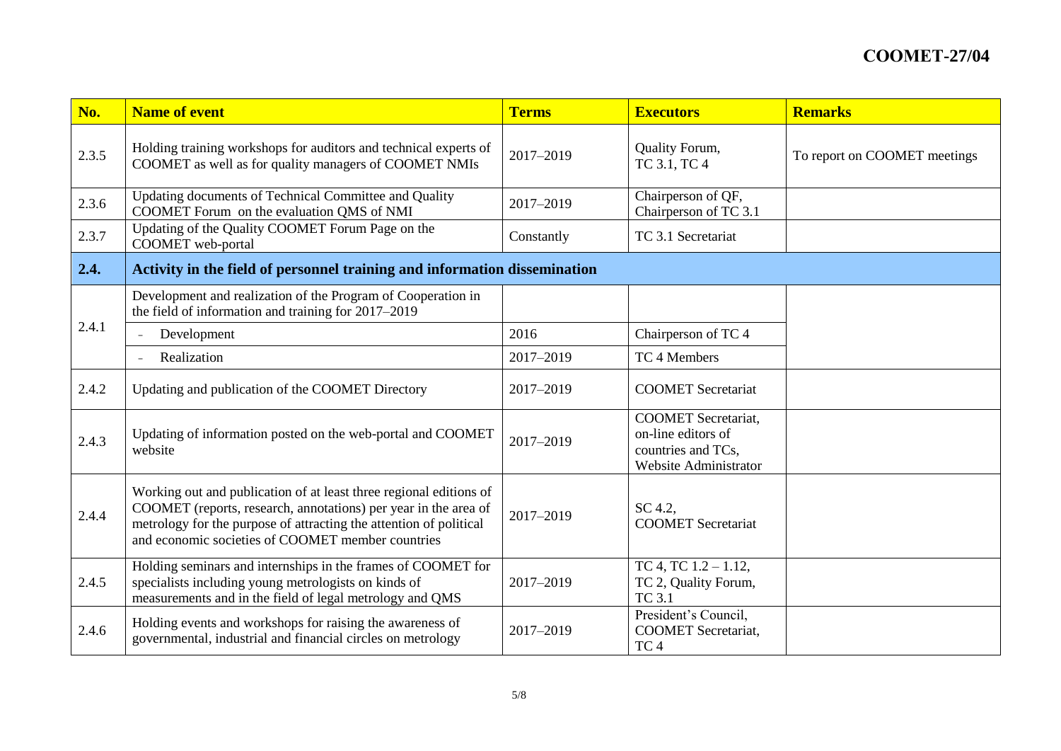| No. | Name of event | Terms | Executors | Remarks |
| --- | --- | --- | --- | --- |
| 2.3.5 | Holding training workshops for auditors and technical experts of COOMET as well as for quality managers of COOMET NMIs | 2017–2019 | Quality Forum, TC 3.1, TC 4 | To report on COOMET meetings |
| 2.3.6 | Updating documents of Technical Committee and Quality COOMET Forum on the evaluation QMS of NMI | 2017–2019 | Chairperson of QF, Chairperson of TC 3.1 | |
| 2.3.7 | Updating of the Quality COOMET Forum Page on the COOMET web-portal | Constantly | TC 3.1 Secretariat | |
| **2.4.** | **Activity in the field of personnel training and information dissemination** | | | |
| 2.4.1 | Development and realization of the Program of Cooperation in the field of information and training for 2017–2019 | | | |
| | - Development | 2016 | Chairperson of TC 4 | |
| | - Realization | 2017–2019 | TC 4 Members | |
| 2.4.2 | Updating and publication of the COOMET Directory | 2017–2019 | COOMET Secretariat | |
| 2.4.3 | Updating of information posted on the web-portal and COOMET website | 2017–2019 | COOMET Secretariat, on-line editors of countries and TCs, Website Administrator | |
| 2.4.4 | Working out and publication of at least three regional editions of COOMET (reports, research, annotations) per year in the area of metrology for the purpose of attracting the attention of political and economic societies of COOMET member countries | 2017–2019 | SC 4.2, COOMET Secretariat | |
| 2.4.5 | Holding seminars and internships in the frames of COOMET for specialists including young metrologists on kinds of measurements and in the field of legal metrology and QMS | 2017–2019 | TC 4, TC 1.2 – 1.12, TC 2, Quality Forum, TC 3.1 | |
| 2.4.6 | Holding events and workshops for raising the awareness of governmental, industrial and financial circles on metrology | 2017–2019 | President's Council, COOMET Secretariat, TC 4 | |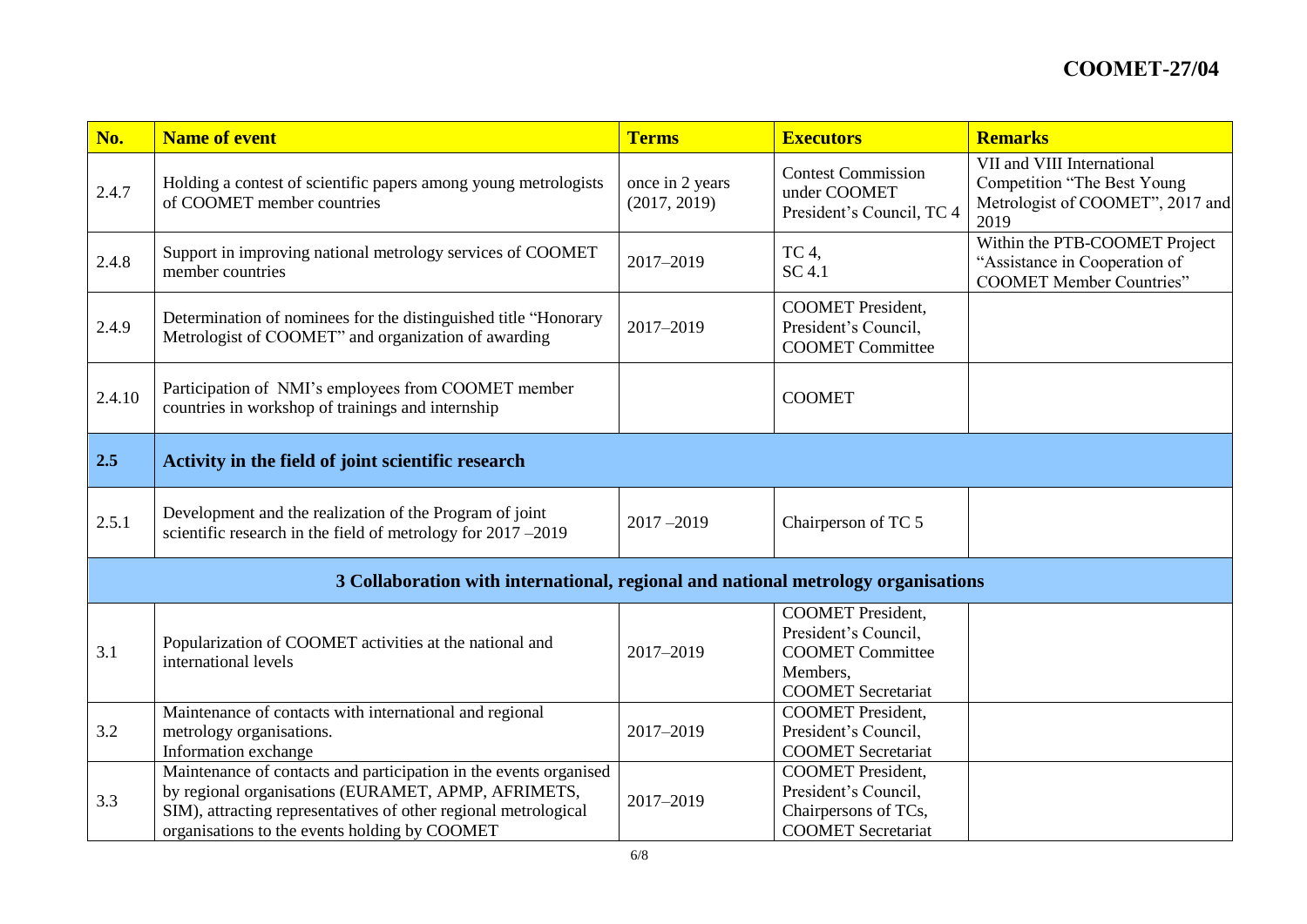| No. | Name of event | Terms | Executors | Remarks |
|---|---|---|---|---|
| 2.4.7 | Holding a contest of scientific papers among young metrologists of COOMET member countries | once in 2 years (2017, 2019) | Contest Commission under COOMET President's Council, TC 4 | VII and VIII International Competition "The Best Young Metrologist of COOMET", 2017 and 2019 |
| 2.4.8 | Support in improving national metrology services of COOMET member countries | 2017–2019 | TC 4, SC 4.1 | Within the PTB-COOMET Project "Assistance in Cooperation of COOMET Member Countries" |
| 2.4.9 | Determination of nominees for the distinguished title "Honorary Metrologist of COOMET" and organization of awarding | 2017–2019 | COOMET President, President's Council, COOMET Committee | |
| 2.4.10 | Participation of NMI's employees from COOMET member countries in workshop of trainings and internship | | COOMET | |
| **2.5** | **Activity in the field of joint scientific research** | | | |
| 2.5.1 | Development and the realization of the Program of joint scientific research in the field of metrology for 2017 –2019 | 2017 –2019 | Chairperson of TC 5 | |
| | **3 Collaboration with international, regional and national metrology organisations** | | | |
| 3.1 | Popularization of COOMET activities at the national and international levels | 2017–2019 | COOMET President, President's Council, COOMET Committee Members, COOMET Secretariat | |
| 3.2 | Maintenance of contacts with international and regional metrology organisations. Information exchange | 2017–2019 | COOMET President, President's Council, COOMET Secretariat | |
| 3.3 | Maintenance of contacts and participation in the events organised by regional organisations (EURAMET, APMP, AFRIMETS, SIM), attracting representatives of other regional metrological organisations to the events holding by COOMET | 2017–2019 | COOMET President, President's Council, Chairpersons of TCs, COOMET Secretariat | |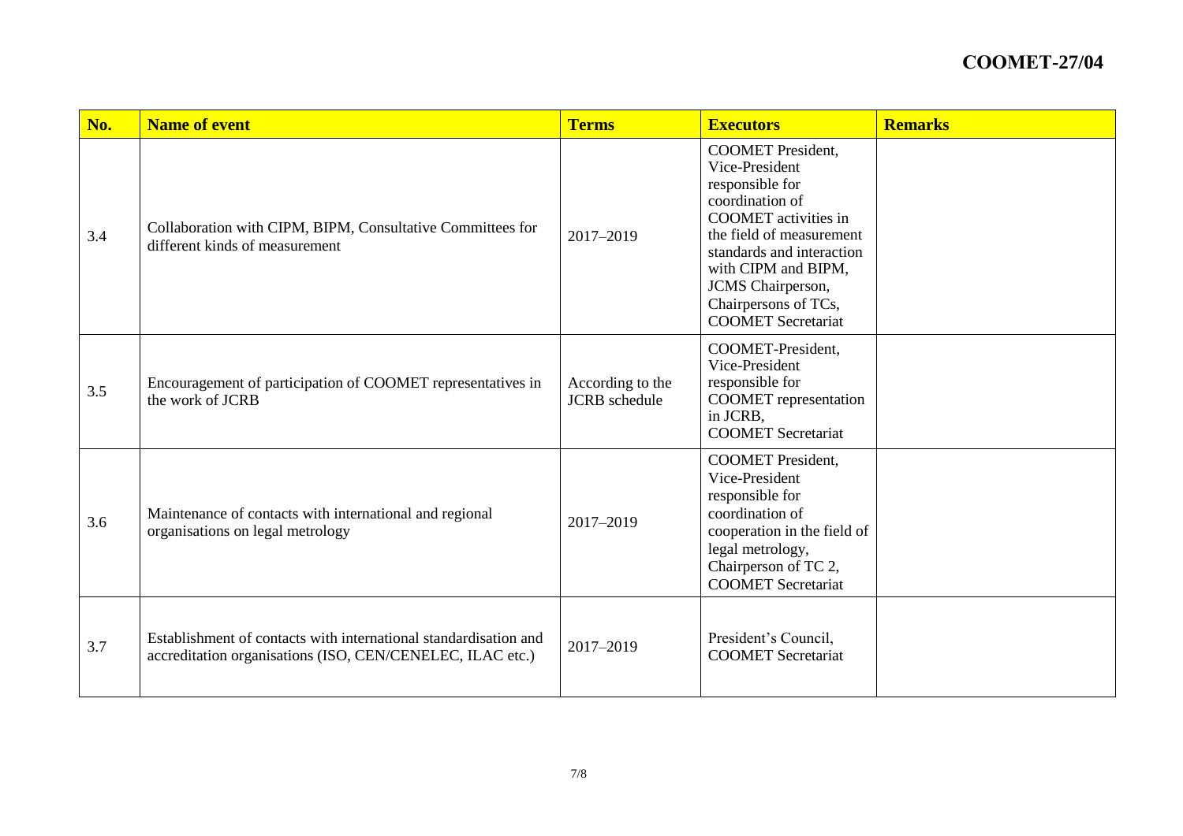| No. | Name of event | Terms | Executors | Remarks |
|---|---|---|---|---|
| 3.4 | Collaboration with CIPM, BIPM, Consultative Committees for different kinds of measurement | 2017–2019 | COOMET President, Vice-President responsible for coordination of COOMET activities in the field of measurement standards and interaction with CIPM and BIPM, JCMS Chairperson, Chairpersons of TCs, COOMET Secretariat | |
| 3.5 | Encouragement of participation of COOMET representatives in the work of JCRB | According to the JCRB schedule | COOMET-President, Vice-President responsible for COOMET representation in JCRB, COOMET Secretariat | |
| 3.6 | Maintenance of contacts with international and regional organisations on legal metrology | 2017–2019 | COOMET President, Vice-President responsible for coordination of cooperation in the field of legal metrology, Chairperson of TC 2, COOMET Secretariat | |
| 3.7 | Establishment of contacts with international standardisation and accreditation organisations (ISO, CEN/CENELEC, ILAC etc.) | 2017–2019 | President's Council, COOMET Secretariat | |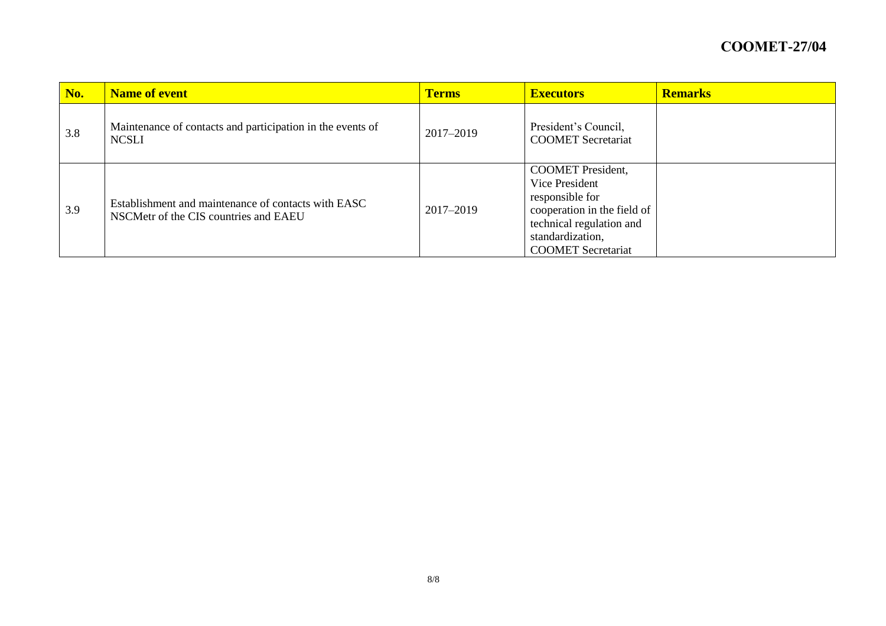| No. | Name of event | Terms | Executors | Remarks |
|---|---|---|---|---|
| 3.8 | Maintenance of contacts and participation in the events of NCSLI | 2017–2019 | President's Council, COOMET Secretariat | |
| 3.9 | Establishment and maintenance of contacts with EASC NSCMetr of the CIS countries and EAEU | 2017–2019 | COOMET President, Vice President responsible for cooperation in the field of technical regulation and standardization, COOMET Secretariat | |